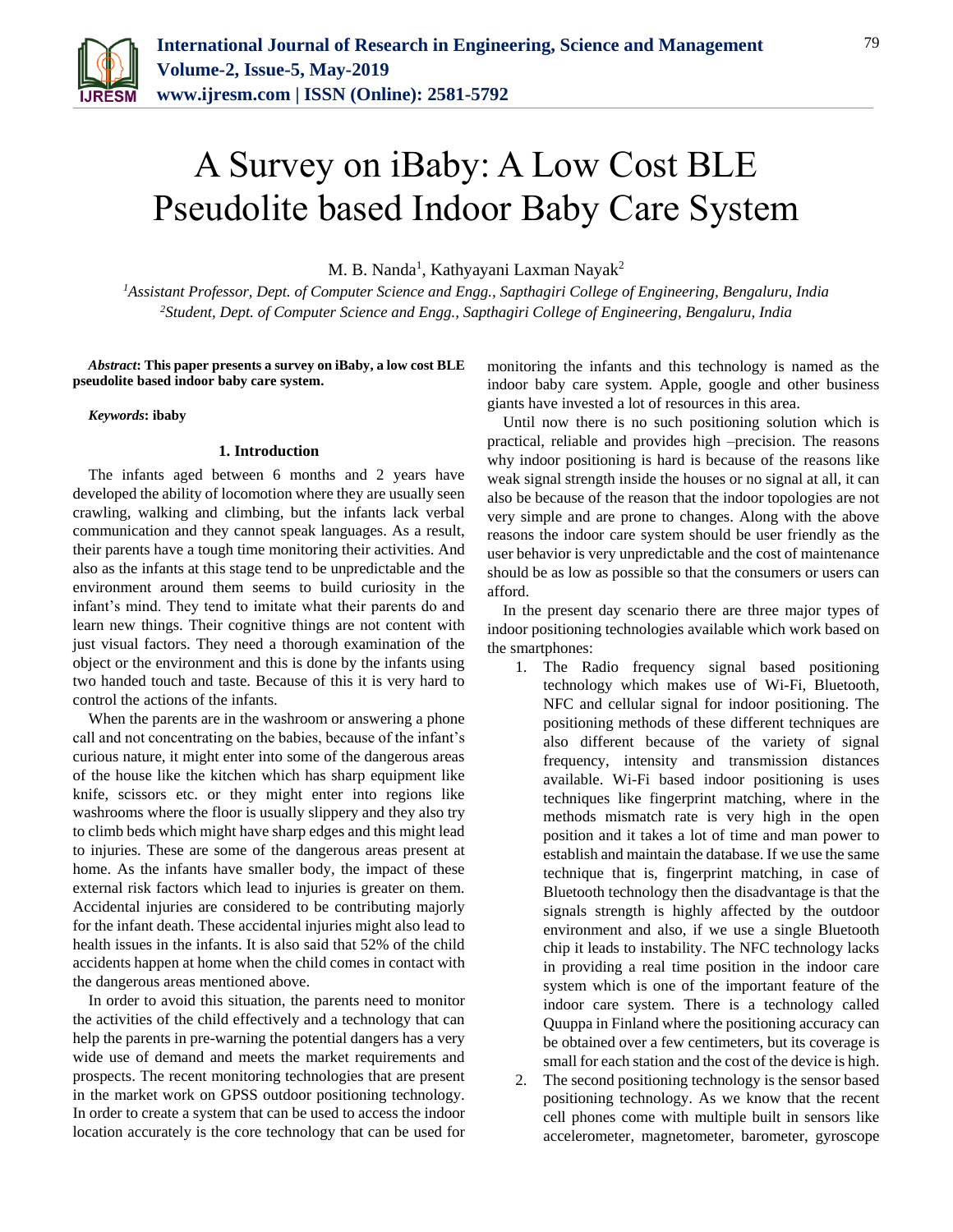# A Survey on iBaby: A Low Cost BLE Pseudolite based Indoor Baby Care System

M. B. Nanda[1], Kathyayani Laxman Nayak[2]

[1]*Assistant Professor, Dept. of Computer Science and Engg., Sapthagiri College of Engineering, Bengaluru, India*
[2]*Student, Dept. of Computer Science and Engg., Sapthagiri College of Engineering, Bengaluru, India*

***Abstract*: This paper presents a survey on iBaby, a low cost BLE pseudolite based indoor baby care system.**

***Keywords*: ibaby**

## 1. Introduction

The infants aged between 6 months and 2 years have developed the ability of locomotion where they are usually seen crawling, walking and climbing, but the infants lack verbal communication and they cannot speak languages. As a result, their parents have a tough time monitoring their activities. And also as the infants at this stage tend to be unpredictable and the environment around them seems to build curiosity in the infant's mind. They tend to imitate what their parents do and learn new things. Their cognitive things are not content with just visual factors. They need a thorough examination of the object or the environment and this is done by the infants using two handed touch and taste. Because of this it is very hard to control the actions of the infants.

When the parents are in the washroom or answering a phone call and not concentrating on the babies, because of the infant's curious nature, it might enter into some of the dangerous areas of the house like the kitchen which has sharp equipment like knife, scissors etc. or they might enter into regions like washrooms where the floor is usually slippery and they also try to climb beds which might have sharp edges and this might lead to injuries. These are some of the dangerous areas present at home. As the infants have smaller body, the impact of these external risk factors which lead to injuries is greater on them. Accidental injuries are considered to be contributing majorly for the infant death. These accidental injuries might also lead to health issues in the infants. It is also said that 52% of the child accidents happen at home when the child comes in contact with the dangerous areas mentioned above.

In order to avoid this situation, the parents need to monitor the activities of the child effectively and a technology that can help the parents in pre-warning the potential dangers has a very wide use of demand and meets the market requirements and prospects. The recent monitoring technologies that are present in the market work on GPSS outdoor positioning technology. In order to create a system that can be used to access the indoor location accurately is the core technology that can be used for monitoring the infants and this technology is named as the indoor baby care system. Apple, google and other business giants have invested a lot of resources in this area.

Until now there is no such positioning solution which is practical, reliable and provides high –precision. The reasons why indoor positioning is hard is because of the reasons like weak signal strength inside the houses or no signal at all, it can also be because of the reason that the indoor topologies are not very simple and are prone to changes. Along with the above reasons the indoor care system should be user friendly as the user behavior is very unpredictable and the cost of maintenance should be as low as possible so that the consumers or users can afford.

In the present day scenario there are three major types of indoor positioning technologies available which work based on the smartphones:

1. The Radio frequency signal based positioning technology which makes use of Wi-Fi, Bluetooth, NFC and cellular signal for indoor positioning. The positioning methods of these different techniques are also different because of the variety of signal frequency, intensity and transmission distances available. Wi-Fi based indoor positioning is uses techniques like fingerprint matching, where in the methods mismatch rate is very high in the open position and it takes a lot of time and man power to establish and maintain the database. If we use the same technique that is, fingerprint matching, in case of Bluetooth technology then the disadvantage is that the signals strength is highly affected by the outdoor environment and also, if we use a single Bluetooth chip it leads to instability. The NFC technology lacks in providing a real time position in the indoor care system which is one of the important feature of the indoor care system. There is a technology called Quuppa in Finland where the positioning accuracy can be obtained over a few centimeters, but its coverage is small for each station and the cost of the device is high.
2. The second positioning technology is the sensor based positioning technology. As we know that the recent cell phones come with multiple built in sensors like accelerometer, magnetometer, barometer, gyroscope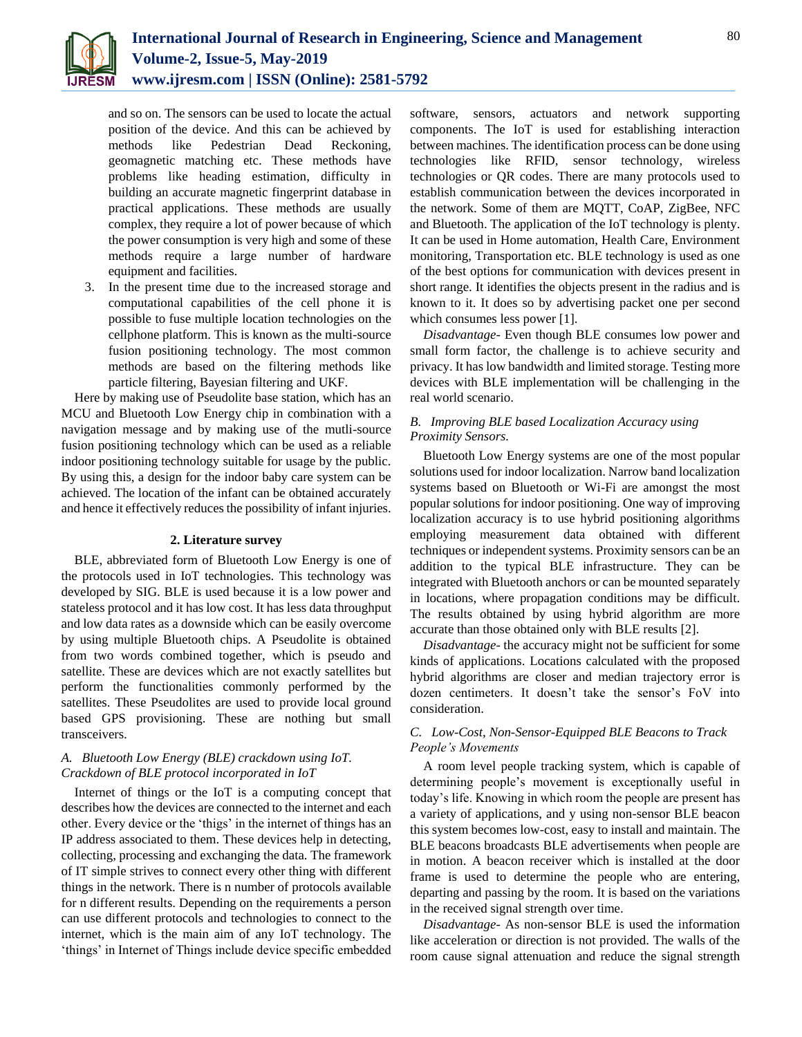and so on. The sensors can be used to locate the actual position of the device. And this can be achieved by methods like Pedestrian Dead Reckoning, geomagnetic matching etc. These methods have problems like heading estimation, difficulty in building an accurate magnetic fingerprint database in practical applications. These methods are usually complex, they require a lot of power because of which the power consumption is very high and some of these methods require a large number of hardware equipment and facilities.

3. In the present time due to the increased storage and computational capabilities of the cell phone it is possible to fuse multiple location technologies on the cellphone platform. This is known as the multi-source fusion positioning technology. The most common methods are based on the filtering methods like particle filtering, Bayesian filtering and UKF.

Here by making use of Pseudolite base station, which has an MCU and Bluetooth Low Energy chip in combination with a navigation message and by making use of the mutli-source fusion positioning technology which can be used as a reliable indoor positioning technology suitable for usage by the public. By using this, a design for the indoor baby care system can be achieved. The location of the infant can be obtained accurately and hence it effectively reduces the possibility of infant injuries.

## 2. Literature survey

BLE, abbreviated form of Bluetooth Low Energy is one of the protocols used in IoT technologies. This technology was developed by SIG. BLE is used because it is a low power and stateless protocol and it has low cost. It has less data throughput and low data rates as a downside which can be easily overcome by using multiple Bluetooth chips. A Pseudolite is obtained from two words combined together, which is pseudo and satellite. These are devices which are not exactly satellites but perform the functionalities commonly performed by the satellites. These Pseudolites are used to provide local ground based GPS provisioning. These are nothing but small transceivers.

### *A. Bluetooth Low Energy (BLE) crackdown using IoT. Crackdown of BLE protocol incorporated in IoT*

Internet of things or the IoT is a computing concept that describes how the devices are connected to the internet and each other. Every device or the 'things' in the internet of things has an IP address associated to them. These devices help in detecting, collecting, processing and exchanging the data. The framework of IT simple strives to connect every other thing with different things in the network. There is n number of protocols available for n different results. Depending on the requirements a person can use different protocols and technologies to connect to the internet, which is the main aim of any IoT technology. The 'things' in Internet of Things include device specific embedded software, sensors, actuators and network supporting components. The IoT is used for establishing interaction between machines. The identification process can be done using technologies like RFID, sensor technology, wireless technologies or QR codes. There are many protocols used to establish communication between the devices incorporated in the network. Some of them are MQTT, CoAP, ZigBee, NFC and Bluetooth. The application of the IoT technology is plenty. It can be used in Home automation, Health Care, Environment monitoring, Transportation etc. BLE technology is used as one of the best options for communication with devices present in short range. It identifies the objects present in the radius and is known to it. It does so by advertising packet one per second which consumes less power [1].

*Disadvantage-* Even though BLE consumes low power and small form factor, the challenge is to achieve security and privacy. It has low bandwidth and limited storage. Testing more devices with BLE implementation will be challenging in the real world scenario.

### *B. Improving BLE based Localization Accuracy using Proximity Sensors.*

Bluetooth Low Energy systems are one of the most popular solutions used for indoor localization. Narrow band localization systems based on Bluetooth or Wi-Fi are amongst the most popular solutions for indoor positioning. One way of improving localization accuracy is to use hybrid positioning algorithms employing measurement data obtained with different techniques or independent systems. Proximity sensors can be an addition to the typical BLE infrastructure. They can be integrated with Bluetooth anchors or can be mounted separately in locations, where propagation conditions may be difficult. The results obtained by using hybrid algorithm are more accurate than those obtained only with BLE results [2].

*Disadvantage-* the accuracy might not be sufficient for some kinds of applications. Locations calculated with the proposed hybrid algorithms are closer and median trajectory error is dozen centimeters. It doesn't take the sensor's FoV into consideration.

### *C. Low-Cost, Non-Sensor-Equipped BLE Beacons to Track People's Movements*

A room level people tracking system, which is capable of determining people's movement is exceptionally useful in today's life. Knowing in which room the people are present has a variety of applications, and y using non-sensor BLE beacon this system becomes low-cost, easy to install and maintain. The BLE beacons broadcasts BLE advertisements when people are in motion. A beacon receiver which is installed at the door frame is used to determine the people who are entering, departing and passing by the room. It is based on the variations in the received signal strength over time.

*Disadvantage-* As non-sensor BLE is used the information like acceleration or direction is not provided. The walls of the room cause signal attenuation and reduce the signal strength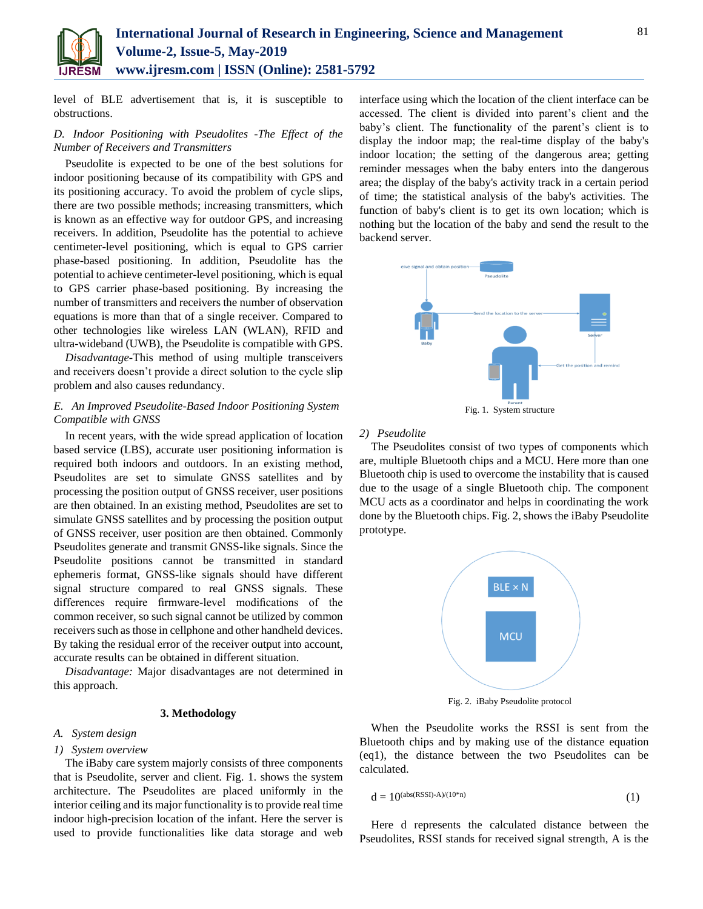level of BLE advertisement that is, it is susceptible to obstructions.

*D. Indoor Positioning with Pseudolites -The Effect of the Number of Receivers and Transmitters*

Pseudolite is expected to be one of the best solutions for indoor positioning because of its compatibility with GPS and its positioning accuracy. To avoid the problem of cycle slips, there are two possible methods; increasing transmitters, which is known as an effective way for outdoor GPS, and increasing receivers. In addition, Pseudolite has the potential to achieve centimeter-level positioning, which is equal to GPS carrier phase-based positioning. In addition, Pseudolite has the potential to achieve centimeter-level positioning, which is equal to GPS carrier phase-based positioning. By increasing the number of transmitters and receivers the number of observation equations is more than that of a single receiver. Compared to other technologies like wireless LAN (WLAN), RFID and ultra-wideband (UWB), the Pseudolite is compatible with GPS.

*Disadvantage*-This method of using multiple transceivers and receivers doesn't provide a direct solution to the cycle slip problem and also causes redundancy.

*E. An Improved Pseudolite-Based Indoor Positioning System Compatible with GNSS*

In recent years, with the wide spread application of location based service (LBS), accurate user positioning information is required both indoors and outdoors. In an existing method, Pseudolites are set to simulate GNSS satellites and by processing the position output of GNSS receiver, user positions are then obtained. In an existing method, Pseudolites are set to simulate GNSS satellites and by processing the position output of GNSS receiver, user position are then obtained. Commonly Pseudolites generate and transmit GNSS-like signals. Since the Pseudolite positions cannot be transmitted in standard ephemeris format, GNSS-like signals should have different signal structure compared to real GNSS signals. These differences require firmware-level modifications of the common receiver, so such signal cannot be utilized by common receivers such as those in cellphone and other handheld devices. By taking the residual error of the receiver output into account, accurate results can be obtained in different situation.

*Disadvantage:* Major disadvantages are not determined in this approach.

## 3. Methodology

*A. System design*

*1) System overview*

The iBaby care system majorly consists of three components that is Pseudolite, server and client. Fig. 1. shows the system architecture. The Pseudolites are placed uniformly in the interior ceiling and its major functionality is to provide real time indoor high-precision location of the infant. Here the server is used to provide functionalities like data storage and web interface using which the location of the client interface can be accessed. The client is divided into parent's client and the baby's client. The functionality of the parent's client is to display the indoor map; the real-time display of the baby's indoor location; the setting of the dangerous area; getting reminder messages when the baby enters into the dangerous area; the display of the baby's activity track in a certain period of time; the statistical analysis of the baby's activities. The function of baby's client is to get its own location; which is nothing but the location of the baby and send the result to the backend server.

Fig. 1. System structure

*2) Pseudolite*

The Pseudolites consist of two types of components which are, multiple Bluetooth chips and a MCU. Here more than one Bluetooth chip is used to overcome the instability that is caused due to the usage of a single Bluetooth chip. The component MCU acts as a coordinator and helps in coordinating the work done by the Bluetooth chips. Fig. 2, shows the iBaby Pseudolite prototype.

Fig. 2. iBaby Pseudolite protocol

When the Pseudolite works the RSSI is sent from the Bluetooth chips and by making use of the distance equation (eq1), the distance between the two Pseudolites can be calculated.

$$d = 10^{(abs(RSSI)-A)/(10*n)} \tag{1}$$

Here d represents the calculated distance between the Pseudolites, RSSI stands for received signal strength, A is the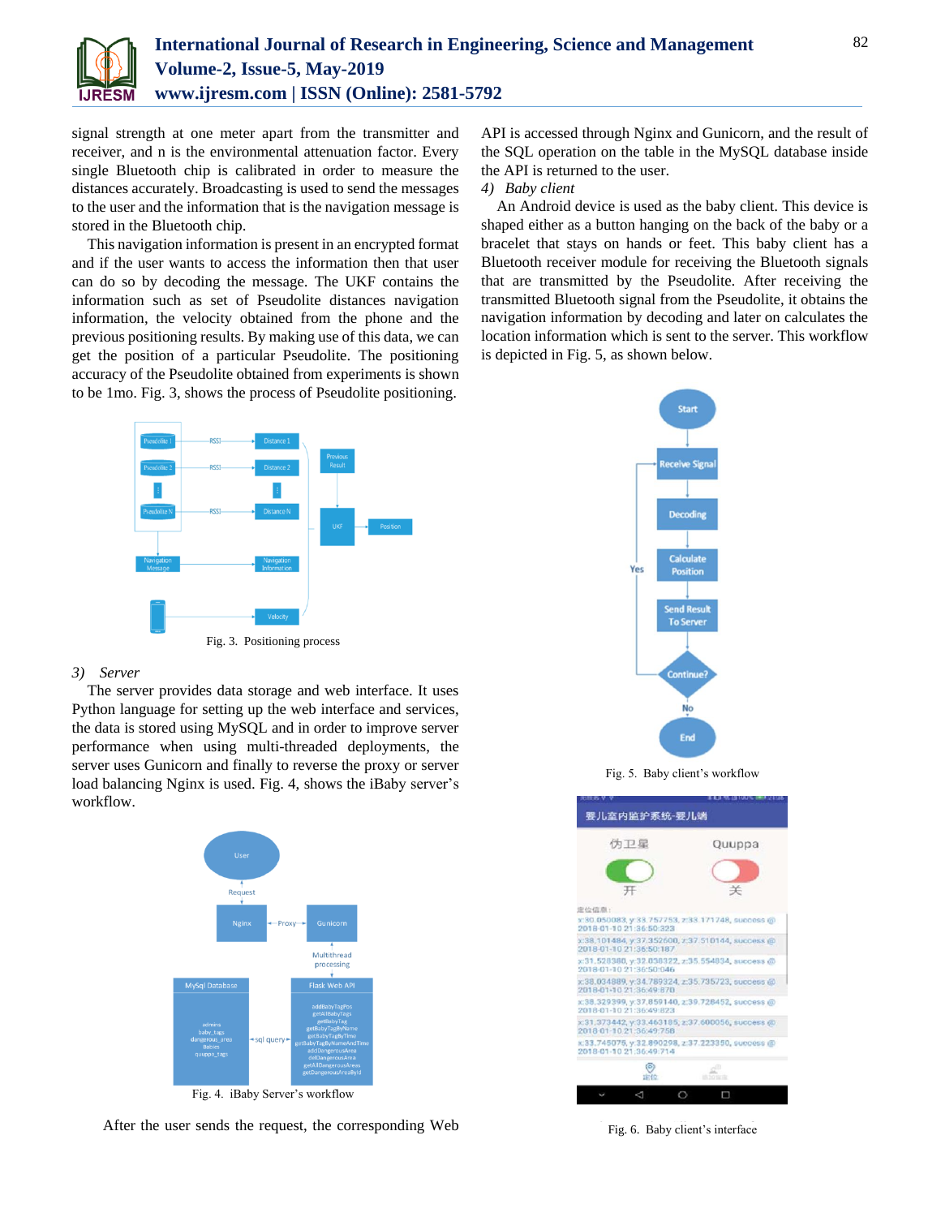signal strength at one meter apart from the transmitter and receiver, and n is the environmental attenuation factor. Every single Bluetooth chip is calibrated in order to measure the distances accurately. Broadcasting is used to send the messages to the user and the information that is the navigation message is stored in the Bluetooth chip.

This navigation information is present in an encrypted format and if the user wants to access the information then that user can do so by decoding the message. The UKF contains the information such as set of Pseudolite distances navigation information, the velocity obtained from the phone and the previous positioning results. By making use of this data, we can get the position of a particular Pseudolite. The positioning accuracy of the Pseudolite obtained from experiments is shown to be 1mo. Fig. 3, shows the process of Pseudolite positioning.

Fig. 3. Positioning process

#### 3) *Server*

The server provides data storage and web interface. It uses Python language for setting up the web interface and services, the data is stored using MySQL and in order to improve server performance when using multi-threaded deployments, the server uses Gunicorn and finally to reverse the proxy or server load balancing Nginx is used. Fig. 4, shows the iBaby server's workflow.

Fig. 4. iBaby Server's workflow

After the user sends the request, the corresponding Web API is accessed through Nginx and Gunicorn, and the result of the SQL operation on the table in the MySQL database inside the API is returned to the user.

#### 4) *Baby client*

An Android device is used as the baby client. This device is shaped either as a button hanging on the back of the baby or a bracelet that stays on hands or feet. This baby client has a Bluetooth receiver module for receiving the Bluetooth signals that are transmitted by the Pseudolite. After receiving the transmitted Bluetooth signal from the Pseudolite, it obtains the navigation information by decoding and later on calculates the location information which is sent to the server. This workflow is depicted in Fig. 5, as shown below.

Fig. 5. Baby client's workflow

Fig. 6. Baby client's interface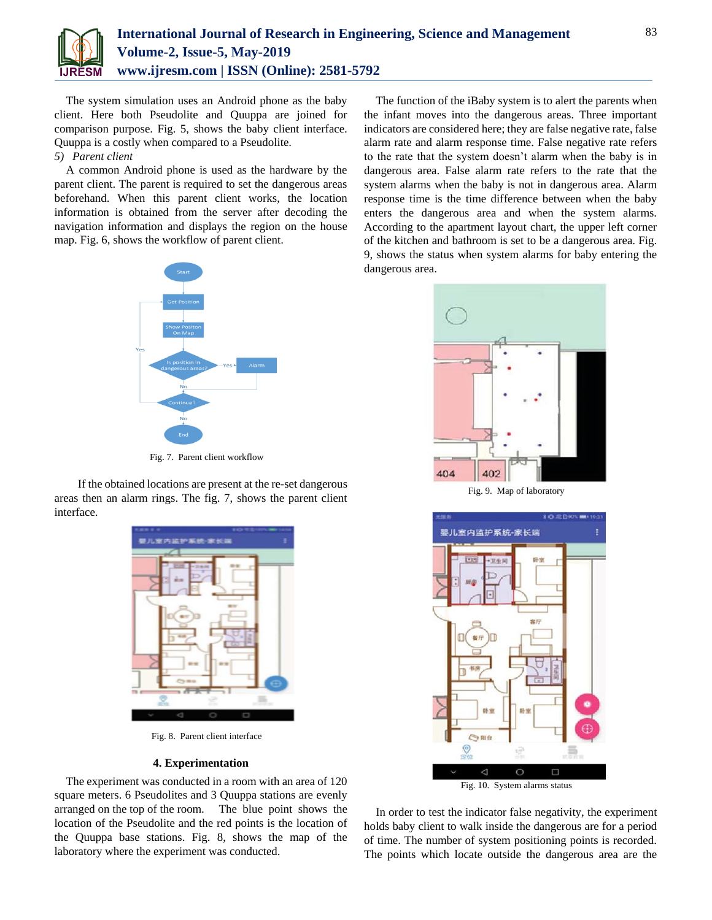The system simulation uses an Android phone as the baby client. Here both Pseudolite and Quuppa are joined for comparison purpose. Fig. 5, shows the baby client interface. Quuppa is a costly when compared to a Pseudolite.

*5) Parent client*

A common Android phone is used as the hardware by the parent client. The parent is required to set the dangerous areas beforehand. When this parent client works, the location information is obtained from the server after decoding the navigation information and displays the region on the house map. Fig. 6, shows the workflow of parent client.

Fig. 7. Parent client workflow

If the obtained locations are present at the re-set dangerous areas then an alarm rings. The fig. 7, shows the parent client interface.

Fig. 8. Parent client interface

## 4. Experimentation

The experiment was conducted in a room with an area of 120 square meters. 6 Pseudolites and 3 Quuppa stations are evenly arranged on the top of the room. The blue point shows the location of the Pseudolite and the red points is the location of the Quuppa base stations. Fig. 8, shows the map of the laboratory where the experiment was conducted.

The function of the iBaby system is to alert the parents when the infant moves into the dangerous areas. Three important indicators are considered here; they are false negative rate, false alarm rate and alarm response time. False negative rate refers to the rate that the system doesn't alarm when the baby is in dangerous area. False alarm rate refers to the rate that the system alarms when the baby is not in dangerous area. Alarm response time is the time difference between when the baby enters the dangerous area and when the system alarms. According to the apartment layout chart, the upper left corner of the kitchen and bathroom is set to be a dangerous area. Fig. 9, shows the status when system alarms for baby entering the dangerous area.

Fig. 9. Map of laboratory

Fig. 10. System alarms status

In order to test the indicator false negativity, the experiment holds baby client to walk inside the dangerous are for a period of time. The number of system positioning points is recorded. The points which locate outside the dangerous area are the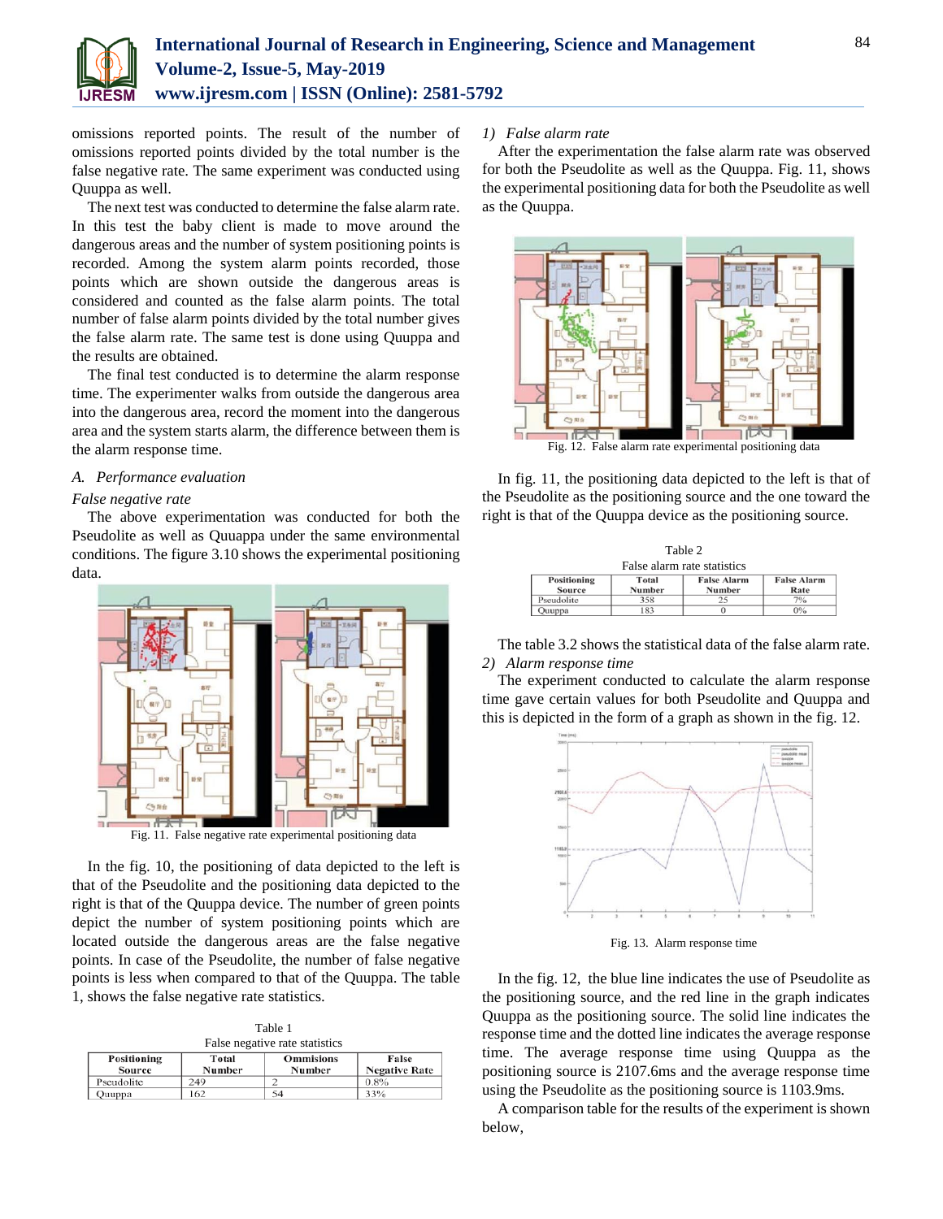omissions reported points. The result of the number of omissions reported points divided by the total number is the false negative rate. The same experiment was conducted using Quuppa as well.

The next test was conducted to determine the false alarm rate. In this test the baby client is made to move around the dangerous areas and the number of system positioning points is recorded. Among the system alarm points recorded, those points which are shown outside the dangerous areas is considered and counted as the false alarm points. The total number of false alarm points divided by the total number gives the false alarm rate. The same test is done using Quuppa and the results are obtained.

The final test conducted is to determine the alarm response time. The experimenter walks from outside the dangerous area into the dangerous area, record the moment into the dangerous area and the system starts alarm, the difference between them is the alarm response time.

### A. *Performance evaluation*

*False negative rate*

The above experimentation was conducted for both the Pseudolite as well as Quuappa under the same environmental conditions. The figure 3.10 shows the experimental positioning data.

Fig. 11. False negative rate experimental positioning data

In the fig. 10, the positioning of data depicted to the left is that of the Pseudolite and the positioning data depicted to the right is that of the Quuppa device. The number of green points depict the number of system positioning points which are located outside the dangerous areas are the false negative points. In case of the Pseudolite, the number of false negative points is less when compared to that of the Quuppa. The table 1, shows the false negative rate statistics.

Table 1
False negative rate statistics

| Positioning Source | Total Number | Ommisions Number | False Negative Rate |
|---|---|---|---|
| Pseudolite | 249 | 2 | 0.8% |
| Quuppa | 162 | 54 | 33% |

*1) False alarm rate*

After the experimentation the false alarm rate was observed for both the Pseudolite as well as the Quuppa. Fig. 11, shows the experimental positioning data for both the Pseudolite as well as the Quuppa.

Fig. 12. False alarm rate experimental positioning data

In fig. 11, the positioning data depicted to the left is that of the Pseudolite as the positioning source and the one toward the right is that of the Quuppa device as the positioning source.

Table 2
False alarm rate statistics

| Positioning Source | Total Number | False Alarm Number | False Alarm Rate |
|---|---|---|---|
| Pseudolite | 358 | 25 | 7% |
| Quuppa | 183 | 0 | 0% |

The table 3.2 shows the statistical data of the false alarm rate.

*2) Alarm response time*

The experiment conducted to calculate the alarm response time gave certain values for both Pseudolite and Quuppa and this is depicted in the form of a graph as shown in the fig. 12.

Fig. 13. Alarm response time

In the fig. 12, the blue line indicates the use of Pseudolite as the positioning source, and the red line in the graph indicates Quuppa as the positioning source. The solid line indicates the response time and the dotted line indicates the average response time. The average response time using Quuppa as the positioning source is 2107.6ms and the average response time using the Pseudolite as the positioning source is 1103.9ms.

A comparison table for the results of the experiment is shown below,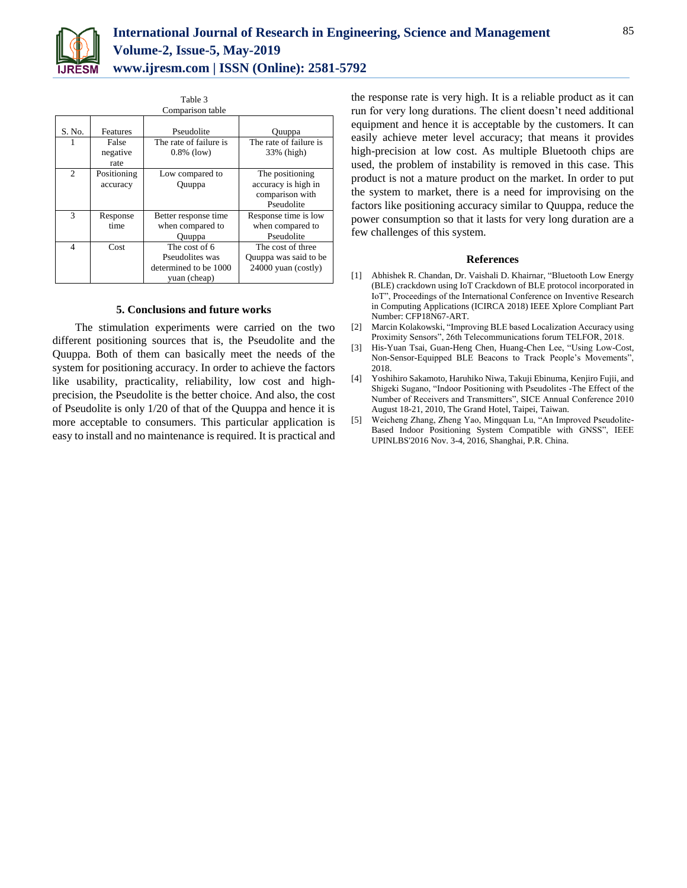Table 3

Comparison table

| S. No. | Features | Pseudolite | Quuppa |
|---|---|---|---|
| 1 | False negative rate | The rate of failure is 0.8% (low) | The rate of failure is 33% (high) |
| 2 | Positioning accuracy | Low compared to Quuppa | The positioning accuracy is high in comparison with Pseudolite |
| 3 | Response time | Better response time when compared to Quuppa | Response time is low when compared to Pseudolite |
| 4 | Cost | The cost of 6 Pseudolites was determined to be 1000 yuan (cheap) | The cost of three Quuppa was said to be 24000 yuan (costly) |

## 5. Conclusions and future works

The stimulation experiments were carried on the two different positioning sources that is, the Pseudolite and the Quuppa. Both of them can basically meet the needs of the system for positioning accuracy. In order to achieve the factors like usability, practicality, reliability, low cost and high-precision, the Pseudolite is the better choice. And also, the cost of Pseudolite is only 1/20 of that of the Quuppa and hence it is more acceptable to consumers. This particular application is easy to install and no maintenance is required. It is practical and the response rate is very high. It is a reliable product as it can run for very long durations. The client doesn't need additional equipment and hence it is acceptable by the customers. It can easily achieve meter level accuracy; that means it provides high-precision at low cost. As multiple Bluetooth chips are used, the problem of instability is removed in this case. This product is not a mature product on the market. In order to put the system to market, there is a need for improvising on the factors like positioning accuracy similar to Quuppa, reduce the power consumption so that it lasts for very long duration are a few challenges of this system.

## References

[1] Abhishek R. Chandan, Dr. Vaishali D. Khairnar, "Bluetooth Low Energy (BLE) crackdown using IoT Crackdown of BLE protocol incorporated in IoT", Proceedings of the International Conference on Inventive Research in Computing Applications (ICIRCA 2018) IEEE Xplore Compliant Part Number: CFP18N67-ART.

[2] Marcin Kolakowski, "Improving BLE based Localization Accuracy using Proximity Sensors", 26th Telecommunications forum TELFOR, 2018.

[3] His-Yuan Tsai, Guan-Heng Chen, Huang-Chen Lee, "Using Low-Cost, Non-Sensor-Equipped BLE Beacons to Track People's Movements", 2018.

[4] Yoshihiro Sakamoto, Haruhiko Niwa, Takuji Ebinuma, Kenjiro Fujii, and Shigeki Sugano, "Indoor Positioning with Pseudolites -The Effect of the Number of Receivers and Transmitters", SICE Annual Conference 2010 August 18-21, 2010, The Grand Hotel, Taipei, Taiwan.

[5] Weicheng Zhang, Zheng Yao, Mingquan Lu, "An Improved Pseudolite-Based Indoor Positioning System Compatible with GNSS", IEEE UPINLBS'2016 Nov. 3-4, 2016, Shanghai, P.R. China.